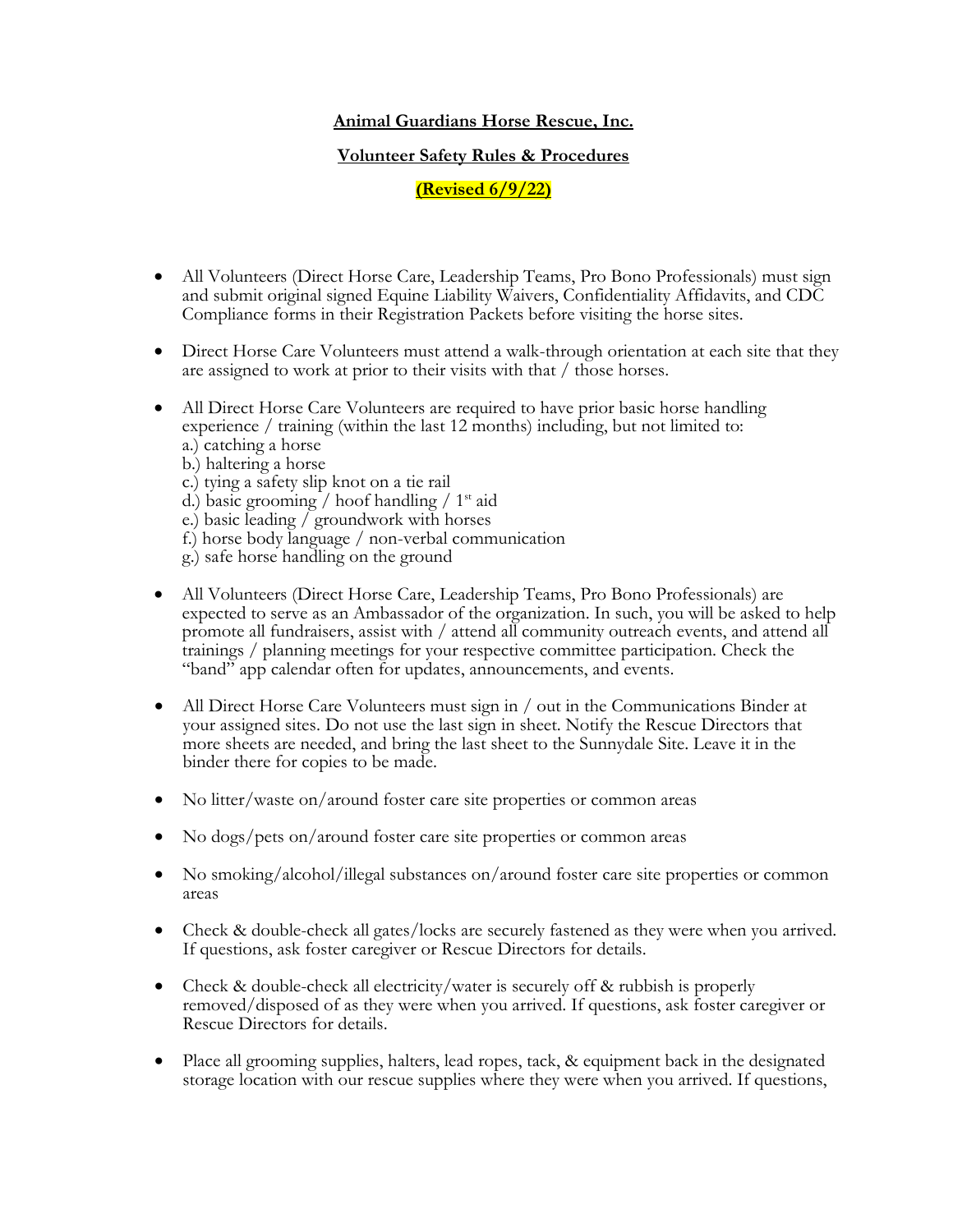**Animal Guardians Horse Rescue, Inc.**

**Volunteer Safety Rules & Procedures**

**(Revised 6/9/22)**

- All Volunteers (Direct Horse Care, Leadership Teams, Pro Bono Professionals) must sign and submit original signed Equine Liability Waivers, Confidentiality Affidavits, and CDC Compliance forms in their Registration Packets before visiting the horse sites.

- Direct Horse Care Volunteers must attend a walk-through orientation at each site that they are assigned to work at prior to their visits with that / those horses.

- All Direct Horse Care Volunteers are required to have prior basic horse handling experience / training (within the last 12 months) including, but not limited to:
  a.) catching a horse
  b.) haltering a horse
  c.) tying a safety slip knot on a tie rail
  d.) basic grooming / hoof handling / 1st aid
  e.) basic leading / groundwork with horses
  f.) horse body language / non-verbal communication
  g.) safe horse handling on the ground

- All Volunteers (Direct Horse Care, Leadership Teams, Pro Bono Professionals) are expected to serve as an Ambassador of the organization. In such, you will be asked to help promote all fundraisers, assist with / attend all community outreach events, and attend all trainings / planning meetings for your respective committee participation. Check the "band" app calendar often for updates, announcements, and events.

- All Direct Horse Care Volunteers must sign in / out in the Communications Binder at your assigned sites. Do not use the last sign in sheet. Notify the Rescue Directors that more sheets are needed, and bring the last sheet to the Sunnydale Site. Leave it in the binder there for copies to be made.

- No litter/waste on/around foster care site properties or common areas

- No dogs/pets on/around foster care site properties or common areas

- No smoking/alcohol/illegal substances on/around foster care site properties or common areas

- Check & double-check all gates/locks are securely fastened as they were when you arrived. If questions, ask foster caregiver or Rescue Directors for details.

- Check & double-check all electricity/water is securely off & rubbish is properly removed/disposed of as they were when you arrived. If questions, ask foster caregiver or Rescue Directors for details.

- Place all grooming supplies, halters, lead ropes, tack, & equipment back in the designated storage location with our rescue supplies where they were when you arrived. If questions,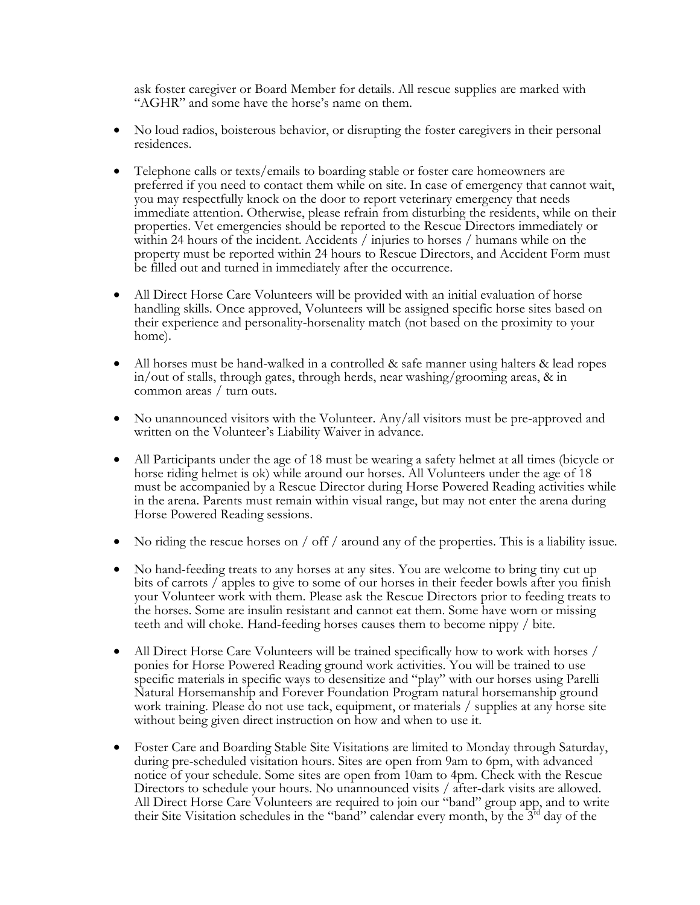ask foster caregiver or Board Member for details. All rescue supplies are marked with "AGHR" and some have the horse's name on them.

- No loud radios, boisterous behavior, or disrupting the foster caregivers in their personal residences.

- Telephone calls or texts/emails to boarding stable or foster care homeowners are preferred if you need to contact them while on site. In case of emergency that cannot wait, you may respectfully knock on the door to report veterinary emergency that needs immediate attention. Otherwise, please refrain from disturbing the residents, while on their properties. Vet emergencies should be reported to the Rescue Directors immediately or within 24 hours of the incident. Accidents / injuries to horses / humans while on the property must be reported within 24 hours to Rescue Directors, and Accident Form must be filled out and turned in immediately after the occurrence.

- All Direct Horse Care Volunteers will be provided with an initial evaluation of horse handling skills. Once approved, Volunteers will be assigned specific horse sites based on their experience and personality-horsenality match (not based on the proximity to your home).

- All horses must be hand-walked in a controlled & safe manner using halters & lead ropes in/out of stalls, through gates, through herds, near washing/grooming areas, & in common areas / turn outs.

- No unannounced visitors with the Volunteer. Any/all visitors must be pre-approved and written on the Volunteer's Liability Waiver in advance.

- All Participants under the age of 18 must be wearing a safety helmet at all times (bicycle or horse riding helmet is ok) while around our horses. All Volunteers under the age of 18 must be accompanied by a Rescue Director during Horse Powered Reading activities while in the arena. Parents must remain within visual range, but may not enter the arena during Horse Powered Reading sessions.

- No riding the rescue horses on / off / around any of the properties. This is a liability issue.

- No hand-feeding treats to any horses at any sites. You are welcome to bring tiny cut up bits of carrots / apples to give to some of our horses in their feeder bowls after you finish your Volunteer work with them. Please ask the Rescue Directors prior to feeding treats to the horses. Some are insulin resistant and cannot eat them. Some have worn or missing teeth and will choke. Hand-feeding horses causes them to become nippy / bite.

- All Direct Horse Care Volunteers will be trained specifically how to work with horses / ponies for Horse Powered Reading ground work activities. You will be trained to use specific materials in specific ways to desensitize and "play" with our horses using Parelli Natural Horsemanship and Forever Foundation Program natural horsemanship ground work training. Please do not use tack, equipment, or materials / supplies at any horse site without being given direct instruction on how and when to use it.

- Foster Care and Boarding Stable Site Visitations are limited to Monday through Saturday, during pre-scheduled visitation hours. Sites are open from 9am to 6pm, with advanced notice of your schedule. Some sites are open from 10am to 4pm. Check with the Rescue Directors to schedule your hours. No unannounced visits / after-dark visits are allowed. All Direct Horse Care Volunteers are required to join our "band" group app, and to write their Site Visitation schedules in the "band" calendar every month, by the 3rd day of the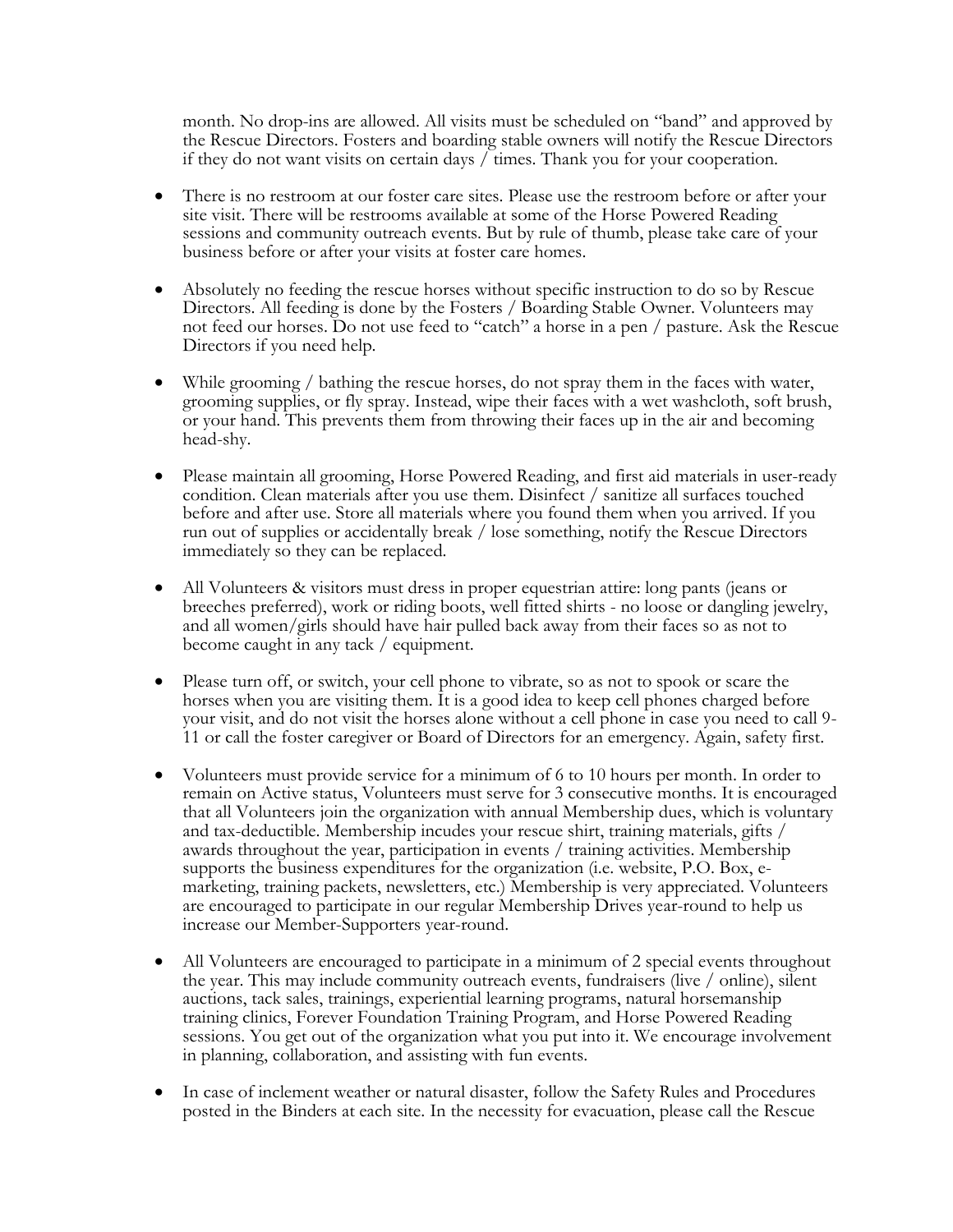month. No drop-ins are allowed. All visits must be scheduled on "band" and approved by the Rescue Directors. Fosters and boarding stable owners will notify the Rescue Directors if they do not want visits on certain days / times. Thank you for your cooperation.

- There is no restroom at our foster care sites. Please use the restroom before or after your site visit. There will be restrooms available at some of the Horse Powered Reading sessions and community outreach events. But by rule of thumb, please take care of your business before or after your visits at foster care homes.

- Absolutely no feeding the rescue horses without specific instruction to do so by Rescue Directors. All feeding is done by the Fosters / Boarding Stable Owner. Volunteers may not feed our horses. Do not use feed to "catch" a horse in a pen / pasture. Ask the Rescue Directors if you need help.

- While grooming / bathing the rescue horses, do not spray them in the faces with water, grooming supplies, or fly spray. Instead, wipe their faces with a wet washcloth, soft brush, or your hand. This prevents them from throwing their faces up in the air and becoming head-shy.

- Please maintain all grooming, Horse Powered Reading, and first aid materials in user-ready condition. Clean materials after you use them. Disinfect / sanitize all surfaces touched before and after use. Store all materials where you found them when you arrived. If you run out of supplies or accidentally break / lose something, notify the Rescue Directors immediately so they can be replaced.

- All Volunteers & visitors must dress in proper equestrian attire: long pants (jeans or breeches preferred), work or riding boots, well fitted shirts - no loose or dangling jewelry, and all women/girls should have hair pulled back away from their faces so as not to become caught in any tack / equipment.

- Please turn off, or switch, your cell phone to vibrate, so as not to spook or scare the horses when you are visiting them. It is a good idea to keep cell phones charged before your visit, and do not visit the horses alone without a cell phone in case you need to call 9-11 or call the foster caregiver or Board of Directors for an emergency. Again, safety first.

- Volunteers must provide service for a minimum of 6 to 10 hours per month. In order to remain on Active status, Volunteers must serve for 3 consecutive months. It is encouraged that all Volunteers join the organization with annual Membership dues, which is voluntary and tax-deductible. Membership incudes your rescue shirt, training materials, gifts / awards throughout the year, participation in events / training activities. Membership supports the business expenditures for the organization (i.e. website, P.O. Box, e-marketing, training packets, newsletters, etc.) Membership is very appreciated. Volunteers are encouraged to participate in our regular Membership Drives year-round to help us increase our Member-Supporters year-round.

- All Volunteers are encouraged to participate in a minimum of 2 special events throughout the year. This may include community outreach events, fundraisers (live / online), silent auctions, tack sales, trainings, experiential learning programs, natural horsemanship training clinics, Forever Foundation Training Program, and Horse Powered Reading sessions. You get out of the organization what you put into it. We encourage involvement in planning, collaboration, and assisting with fun events.

- In case of inclement weather or natural disaster, follow the Safety Rules and Procedures posted in the Binders at each site. In the necessity for evacuation, please call the Rescue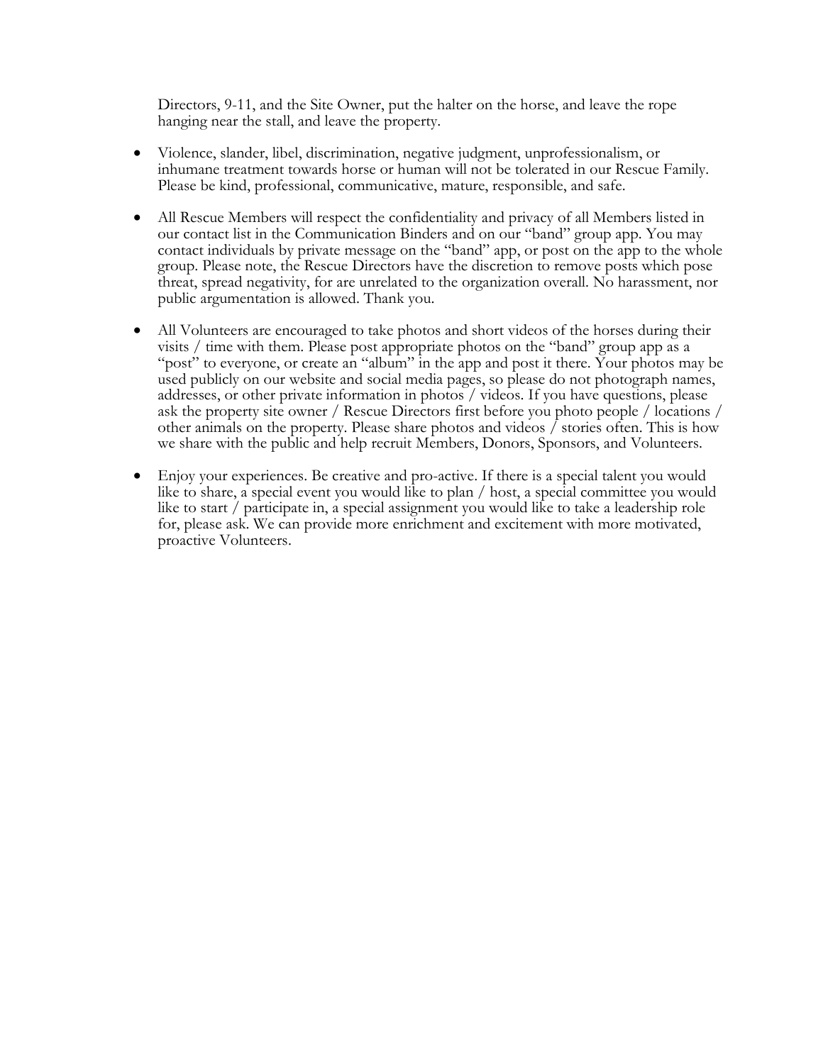Directors, 9-11, and the Site Owner, put the halter on the horse, and leave the rope hanging near the stall, and leave the property.

- Violence, slander, libel, discrimination, negative judgment, unprofessionalism, or inhumane treatment towards horse or human will not be tolerated in our Rescue Family. Please be kind, professional, communicative, mature, responsible, and safe.

- All Rescue Members will respect the confidentiality and privacy of all Members listed in our contact list in the Communication Binders and on our "band" group app. You may contact individuals by private message on the "band" app, or post on the app to the whole group. Please note, the Rescue Directors have the discretion to remove posts which pose threat, spread negativity, for are unrelated to the organization overall. No harassment, nor public argumentation is allowed. Thank you.

- All Volunteers are encouraged to take photos and short videos of the horses during their visits / time with them. Please post appropriate photos on the "band" group app as a "post" to everyone, or create an "album" in the app and post it there. Your photos may be used publicly on our website and social media pages, so please do not photograph names, addresses, or other private information in photos / videos. If you have questions, please ask the property site owner / Rescue Directors first before you photo people / locations / other animals on the property. Please share photos and videos / stories often. This is how we share with the public and help recruit Members, Donors, Sponsors, and Volunteers.

- Enjoy your experiences. Be creative and pro-active. If there is a special talent you would like to share, a special event you would like to plan / host, a special committee you would like to start / participate in, a special assignment you would like to take a leadership role for, please ask. We can provide more enrichment and excitement with more motivated, proactive Volunteers.